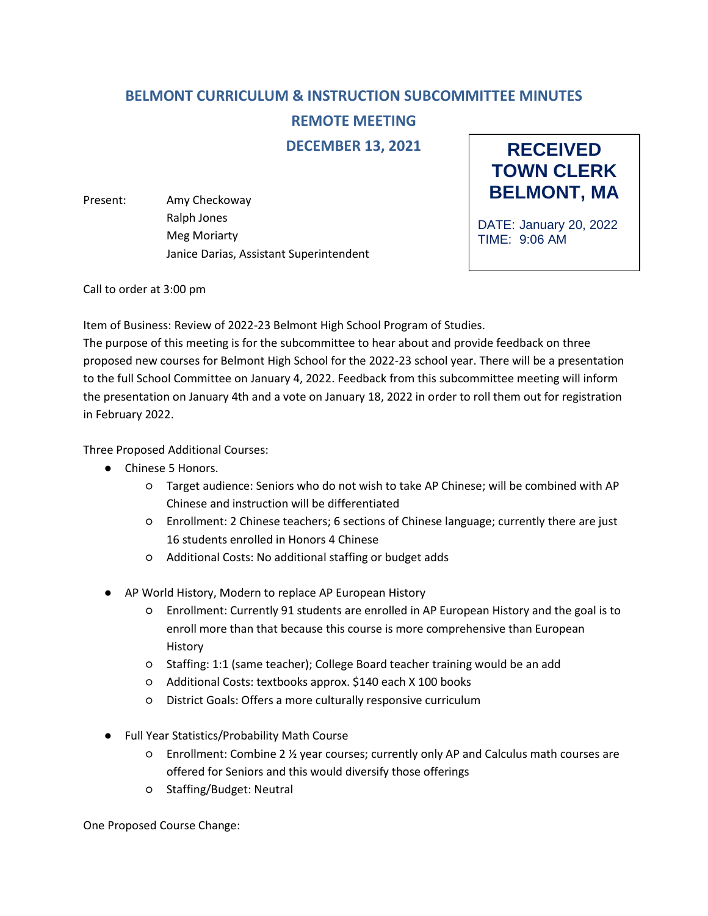# BELMONT CURRICULUM & INSTRUCTION SUBCOMMITTEE MINUTES

## REMOTE MEETING

## DECEMBER 13, 2021

**RECEIVED**
**TOWN CLERK**
**BELMONT, MA**

DATE: January 20, 2022
TIME: 9:06 AM

Present: Amy Checkoway
Ralph Jones
Meg Moriarty
Janice Darias, Assistant Superintendent

Call to order at 3:00 pm

Item of Business: Review of 2022-23 Belmont High School Program of Studies.
The purpose of this meeting is for the subcommittee to hear about and provide feedback on three proposed new courses for Belmont High School for the 2022-23 school year. There will be a presentation to the full School Committee on January 4, 2022. Feedback from this subcommittee meeting will inform the presentation on January 4th and a vote on January 18, 2022 in order to roll them out for registration in February 2022.

Three Proposed Additional Courses:

- Chinese 5 Honors.
  - Target audience: Seniors who do not wish to take AP Chinese; will be combined with AP Chinese and instruction will be differentiated
  - Enrollment: 2 Chinese teachers; 6 sections of Chinese language; currently there are just 16 students enrolled in Honors 4 Chinese
  - Additional Costs: No additional staffing or budget adds

- AP World History, Modern to replace AP European History
  - Enrollment: Currently 91 students are enrolled in AP European History and the goal is to enroll more than that because this course is more comprehensive than European History
  - Staffing: 1:1 (same teacher); College Board teacher training would be an add
  - Additional Costs: textbooks approx. $140 each X 100 books
  - District Goals: Offers a more culturally responsive curriculum

- Full Year Statistics/Probability Math Course
  - Enrollment: Combine 2 ½ year courses; currently only AP and Calculus math courses are offered for Seniors and this would diversify those offerings
  - Staffing/Budget: Neutral

One Proposed Course Change: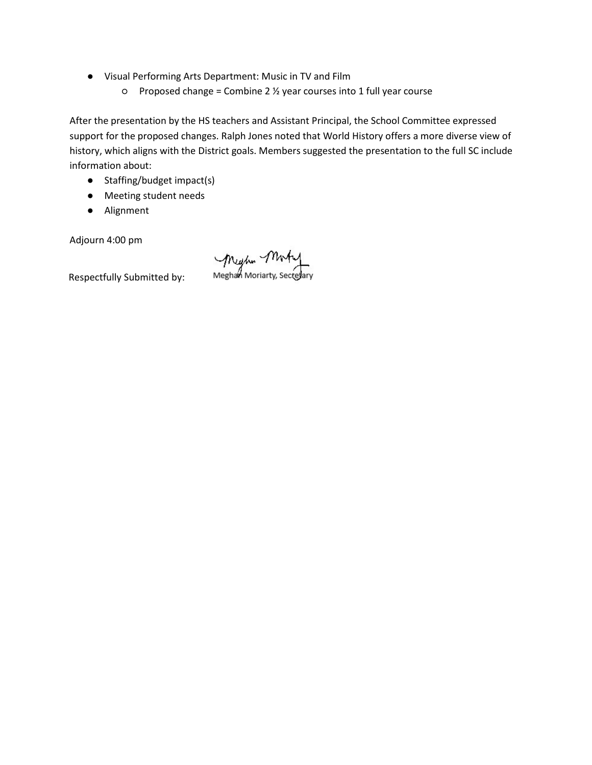- Visual Performing Arts Department: Music in TV and Film
  - Proposed change = Combine 2 ½ year courses into 1 full year course

After the presentation by the HS teachers and Assistant Principal, the School Committee expressed support for the proposed changes. Ralph Jones noted that World History offers a more diverse view of history, which aligns with the District goals. Members suggested the presentation to the full SC include information about:

- Staffing/budget impact(s)
- Meeting student needs
- Alignment

Adjourn 4:00 pm

Respectfully Submitted by: Meghan Moriarty, Secretary